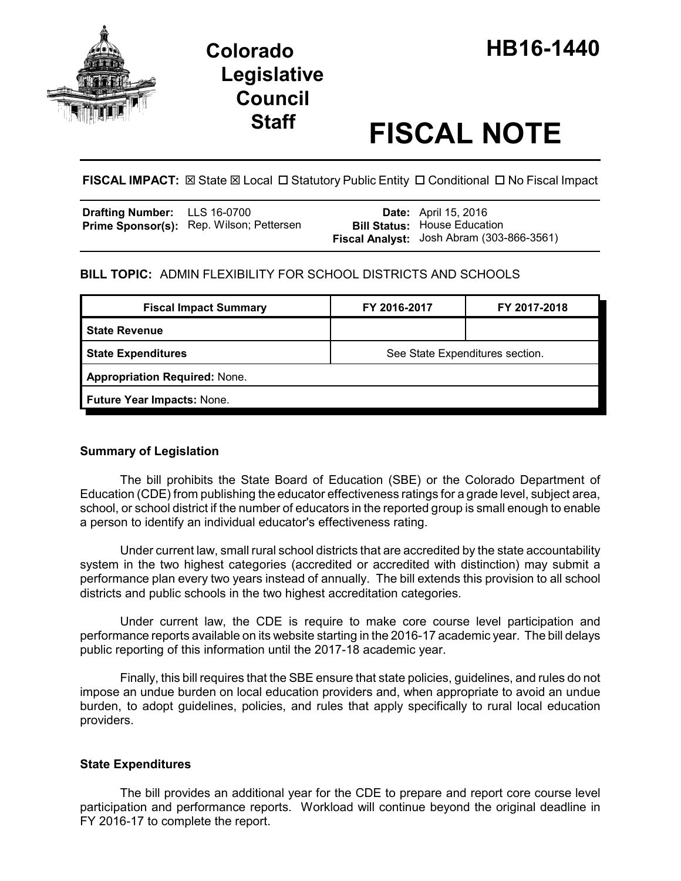# Colorado Legislative Council Staff

# HB16-1440

# FISCAL NOTE

**FISCAL IMPACT:** ☒ State ☒ Local ☐ Statutory Public Entity ☐ Conditional ☐ No Fiscal Impact

| | | | |
|---|---|---|---|
| **Drafting Number:** | LLS 16-0700 | **Date:** | April 15, 2016 |
| **Prime Sponsor(s):** | Rep. Wilson; Pettersen | **Bill Status:** | House Education |
| | | **Fiscal Analyst:** | Josh Abram (303-866-3561) |

**BILL TOPIC:** ADMIN FLEXIBILITY FOR SCHOOL DISTRICTS AND SCHOOLS

| Fiscal Impact Summary | FY 2016-2017 | FY 2017-2018 |
|---|---|---|
| **State Revenue** | | |
| **State Expenditures** | See State Expenditures section. | |
| **Appropriation Required:** None. | | |
| **Future Year Impacts:** None. | | |

### Summary of Legislation

The bill prohibits the State Board of Education (SBE) or the Colorado Department of Education (CDE) from publishing the educator effectiveness ratings for a grade level, subject area, school, or school district if the number of educators in the reported group is small enough to enable a person to identify an individual educator's effectiveness rating.

Under current law, small rural school districts that are accredited by the state accountability system in the two highest categories (accredited or accredited with distinction) may submit a performance plan every two years instead of annually. The bill extends this provision to all school districts and public schools in the two highest accreditation categories.

Under current law, the CDE is require to make core course level participation and performance reports available on its website starting in the 2016-17 academic year. The bill delays public reporting of this information until the 2017-18 academic year.

Finally, this bill requires that the SBE ensure that state policies, guidelines, and rules do not impose an undue burden on local education providers and, when appropriate to avoid an undue burden, to adopt guidelines, policies, and rules that apply specifically to rural local education providers.

### State Expenditures

The bill provides an additional year for the CDE to prepare and report core course level participation and performance reports. Workload will continue beyond the original deadline in FY 2016-17 to complete the report.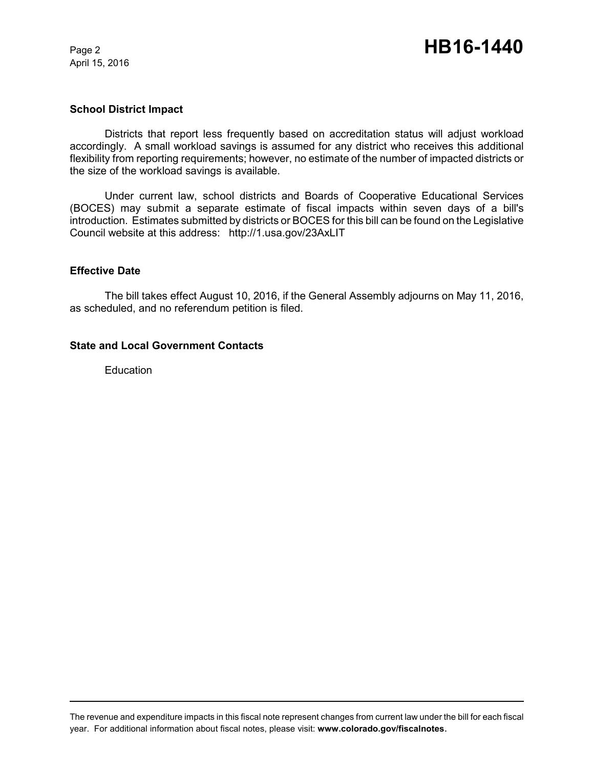### School District Impact

Districts that report less frequently based on accreditation status will adjust workload accordingly. A small workload savings is assumed for any district who receives this additional flexibility from reporting requirements; however, no estimate of the number of impacted districts or the size of the workload savings is available.

Under current law, school districts and Boards of Cooperative Educational Services (BOCES) may submit a separate estimate of fiscal impacts within seven days of a bill's introduction. Estimates submitted by districts or BOCES for this bill can be found on the Legislative Council website at this address: http://1.usa.gov/23AxLIT

### Effective Date

The bill takes effect August 10, 2016, if the General Assembly adjourns on May 11, 2016, as scheduled, and no referendum petition is filed.

### State and Local Government Contacts

Education

The revenue and expenditure impacts in this fiscal note represent changes from current law under the bill for each fiscal year. For additional information about fiscal notes, please visit: **www.colorado.gov/fiscalnotes.**